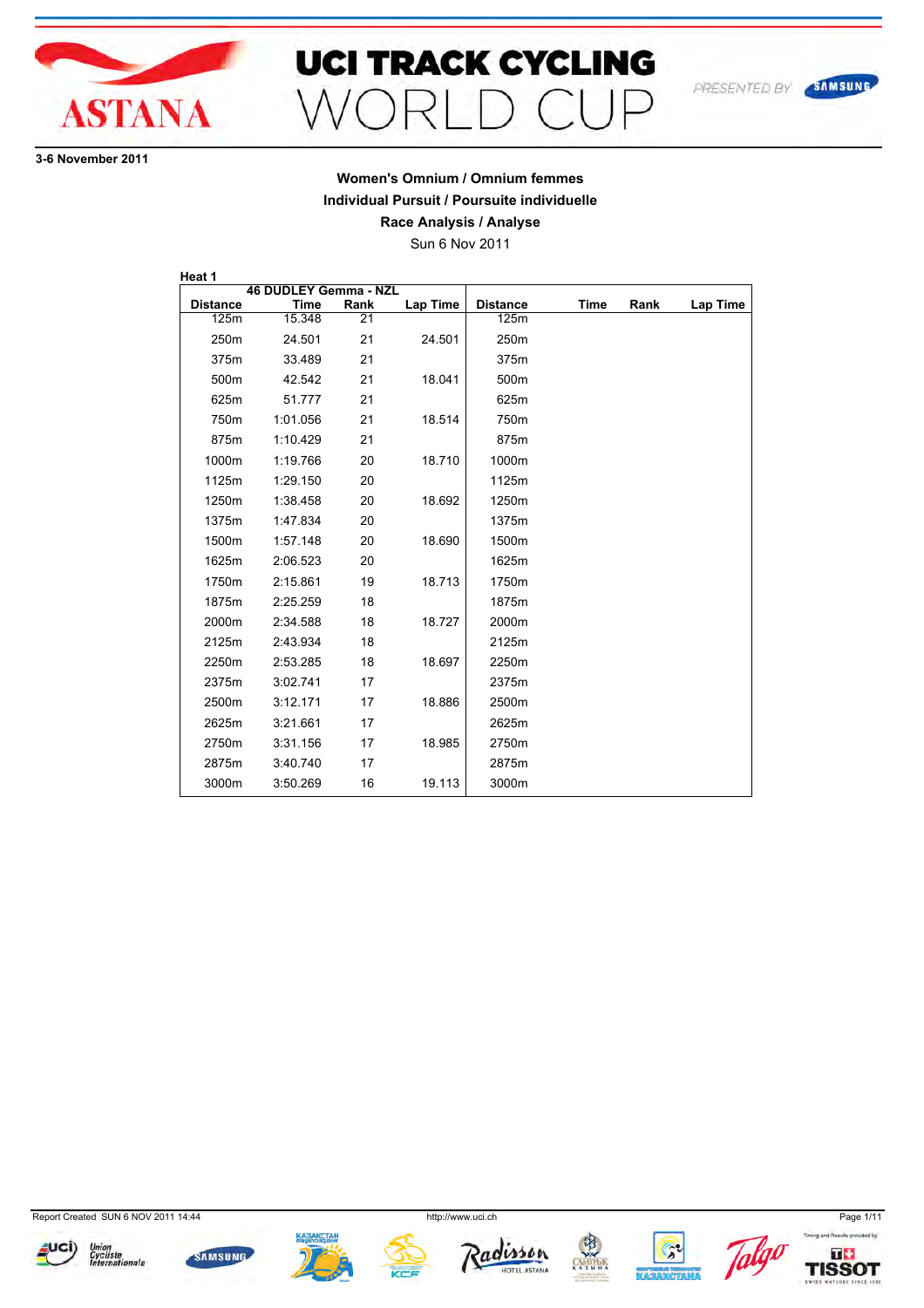# UCI TRACK CYCLING WORLD CUP

ASTANA

PRESENTED BY SAMSUNG

3-6 November 2011

## Women's Omnium / Omnium femmes
## Individual Pursuit / Poursuite individuelle
## Race Analysis / Analyse

Sun 6 Nov 2011

**Heat 1**

| 46 DUDLEY Gemma - NZL | | | | | | | |
|---|---|---|---|---|---|---|---|
| **Distance** | **Time** | **Rank** | **Lap Time** | **Distance** | **Time** | **Rank** | **Lap Time** |
| 125m | 15.348 | 21 | | 125m | | | |
| 250m | 24.501 | 21 | 24.501 | 250m | | | |
| 375m | 33.489 | 21 | | 375m | | | |
| 500m | 42.542 | 21 | 18.041 | 500m | | | |
| 625m | 51.777 | 21 | | 625m | | | |
| 750m | 1:01.056 | 21 | 18.514 | 750m | | | |
| 875m | 1:10.429 | 21 | | 875m | | | |
| 1000m | 1:19.766 | 20 | 18.710 | 1000m | | | |
| 1125m | 1:29.150 | 20 | | 1125m | | | |
| 1250m | 1:38.458 | 20 | 18.692 | 1250m | | | |
| 1375m | 1:47.834 | 20 | | 1375m | | | |
| 1500m | 1:57.148 | 20 | 18.690 | 1500m | | | |
| 1625m | 2:06.523 | 20 | | 1625m | | | |
| 1750m | 2:15.861 | 19 | 18.713 | 1750m | | | |
| 1875m | 2:25.259 | 18 | | 1875m | | | |
| 2000m | 2:34.588 | 18 | 18.727 | 2000m | | | |
| 2125m | 2:43.934 | 18 | | 2125m | | | |
| 2250m | 2:53.285 | 18 | 18.697 | 2250m | | | |
| 2375m | 3:02.741 | 17 | | 2375m | | | |
| 2500m | 3:12.171 | 17 | 18.886 | 2500m | | | |
| 2625m | 3:21.661 | 17 | | 2625m | | | |
| 2750m | 3:31.156 | 17 | 18.985 | 2750m | | | |
| 2875m | 3:40.740 | 17 | | 2875m | | | |
| 3000m | 3:50.269 | 16 | 19.113 | 3000m | | | |

Report Created SUN 6 NOV 2011 14:44

http://www.uci.ch

Timing and Results provided by TISSOT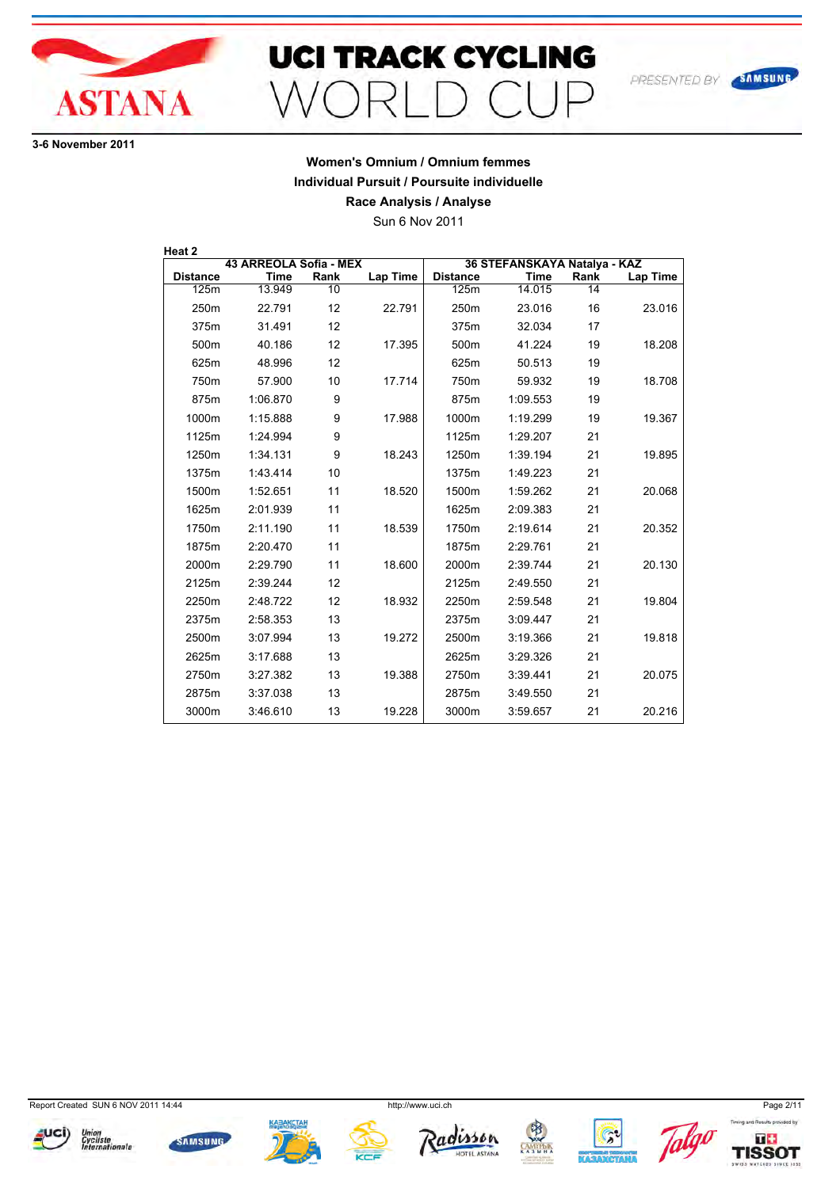# UCI TRACK CYCLING WORLD CUP

3-6 November 2011

## Women's Omnium / Omnium femmes
## Individual Pursuit / Poursuite individuelle
## Race Analysis / Analyse

Sun 6 Nov 2011

**Heat 2**

| 43 ARREOLA Sofia - MEX | | | | 36 STEFANSKAYA Natalya - KAZ | | | |
|---|---|---|---|---|---|---|---|
| **Distance** | **Time** | **Rank** | **Lap Time** | **Distance** | **Time** | **Rank** | **Lap Time** |
| 125m | 13.949 | 10 | | 125m | 14.015 | 14 | |
| 250m | 22.791 | 12 | 22.791 | 250m | 23.016 | 16 | 23.016 |
| 375m | 31.491 | 12 | | 375m | 32.034 | 17 | |
| 500m | 40.186 | 12 | 17.395 | 500m | 41.224 | 19 | 18.208 |
| 625m | 48.996 | 12 | | 625m | 50.513 | 19 | |
| 750m | 57.900 | 10 | 17.714 | 750m | 59.932 | 19 | 18.708 |
| 875m | 1:06.870 | 9 | | 875m | 1:09.553 | 19 | |
| 1000m | 1:15.888 | 9 | 17.988 | 1000m | 1:19.299 | 19 | 19.367 |
| 1125m | 1:24.994 | 9 | | 1125m | 1:29.207 | 21 | |
| 1250m | 1:34.131 | 9 | 18.243 | 1250m | 1:39.194 | 21 | 19.895 |
| 1375m | 1:43.414 | 10 | | 1375m | 1:49.223 | 21 | |
| 1500m | 1:52.651 | 11 | 18.520 | 1500m | 1:59.262 | 21 | 20.068 |
| 1625m | 2:01.939 | 11 | | 1625m | 2:09.383 | 21 | |
| 1750m | 2:11.190 | 11 | 18.539 | 1750m | 2:19.614 | 21 | 20.352 |
| 1875m | 2:20.470 | 11 | | 1875m | 2:29.761 | 21 | |
| 2000m | 2:29.790 | 11 | 18.600 | 2000m | 2:39.744 | 21 | 20.130 |
| 2125m | 2:39.244 | 12 | | 2125m | 2:49.550 | 21 | |
| 2250m | 2:48.722 | 12 | 18.932 | 2250m | 2:59.548 | 21 | 19.804 |
| 2375m | 2:58.353 | 13 | | 2375m | 3:09.447 | 21 | |
| 2500m | 3:07.994 | 13 | 19.272 | 2500m | 3:19.366 | 21 | 19.818 |
| 2625m | 3:17.688 | 13 | | 2625m | 3:29.326 | 21 | |
| 2750m | 3:27.382 | 13 | 19.388 | 2750m | 3:39.441 | 21 | 20.075 |
| 2875m | 3:37.038 | 13 | | 2875m | 3:49.550 | 21 | |
| 3000m | 3:46.610 | 13 | 19.228 | 3000m | 3:59.657 | 21 | 20.216 |

Report Created SUN 6 NOV 2011 14:44

http://www.uci.ch

Timing and Results provided by TISSOT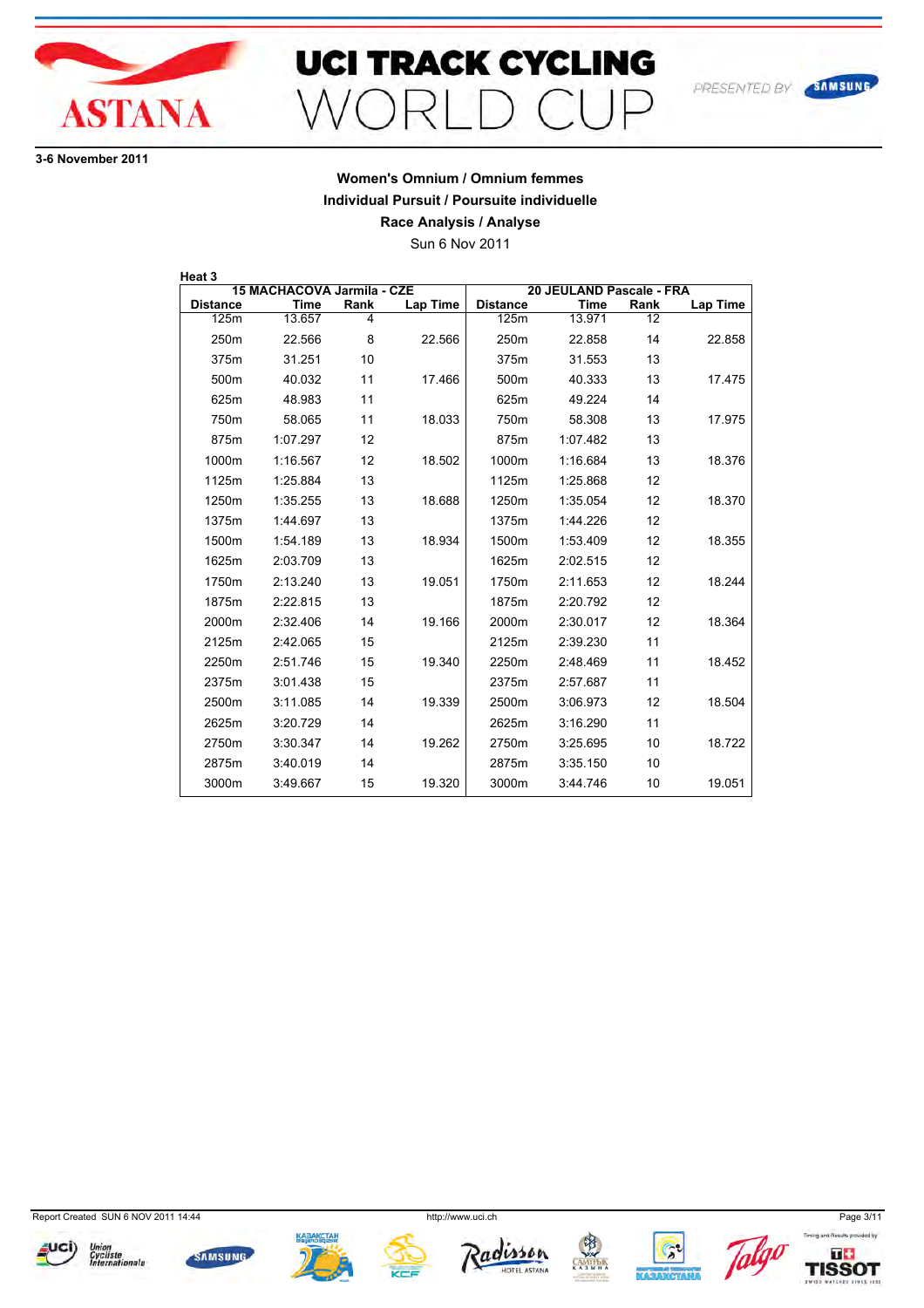**3-6 November 2011**

## Women's Omnium / Omnium femmes

### Individual Pursuit / Poursuite individuelle

### Race Analysis / Analyse

Sun 6 Nov 2011

**Heat 3**

| 15 MACHACOVA Jarmila - CZE | | | | 20 JEULAND Pascale - FRA | | | |
|---|---|---|---|---|---|---|---|
| Distance | Time | Rank | Lap Time | Distance | Time | Rank | Lap Time |
| 125m | 13.657 | 4 | | 125m | 13.971 | 12 | |
| 250m | 22.566 | 8 | 22.566 | 250m | 22.858 | 14 | 22.858 |
| 375m | 31.251 | 10 | | 375m | 31.553 | 13 | |
| 500m | 40.032 | 11 | 17.466 | 500m | 40.333 | 13 | 17.475 |
| 625m | 48.983 | 11 | | 625m | 49.224 | 14 | |
| 750m | 58.065 | 11 | 18.033 | 750m | 58.308 | 13 | 17.975 |
| 875m | 1:07.297 | 12 | | 875m | 1:07.482 | 13 | |
| 1000m | 1:16.567 | 12 | 18.502 | 1000m | 1:16.684 | 13 | 18.376 |
| 1125m | 1:25.884 | 13 | | 1125m | 1:25.868 | 12 | |
| 1250m | 1:35.255 | 13 | 18.688 | 1250m | 1:35.054 | 12 | 18.370 |
| 1375m | 1:44.697 | 13 | | 1375m | 1:44.226 | 12 | |
| 1500m | 1:54.189 | 13 | 18.934 | 1500m | 1:53.409 | 12 | 18.355 |
| 1625m | 2:03.709 | 13 | | 1625m | 2:02.515 | 12 | |
| 1750m | 2:13.240 | 13 | 19.051 | 1750m | 2:11.653 | 12 | 18.244 |
| 1875m | 2:22.815 | 13 | | 1875m | 2:20.792 | 12 | |
| 2000m | 2:32.406 | 14 | 19.166 | 2000m | 2:30.017 | 12 | 18.364 |
| 2125m | 2:42.065 | 15 | | 2125m | 2:39.230 | 11 | |
| 2250m | 2:51.746 | 15 | 19.340 | 2250m | 2:48.469 | 11 | 18.452 |
| 2375m | 3:01.438 | 15 | | 2375m | 2:57.687 | 11 | |
| 2500m | 3:11.085 | 14 | 19.339 | 2500m | 3:06.973 | 12 | 18.504 |
| 2625m | 3:20.729 | 14 | | 2625m | 3:16.290 | 11 | |
| 2750m | 3:30.347 | 14 | 19.262 | 2750m | 3:25.695 | 10 | 18.722 |
| 2875m | 3:40.019 | 14 | | 2875m | 3:35.150 | 10 | |
| 3000m | 3:49.667 | 15 | 19.320 | 3000m | 3:44.746 | 10 | 19.051 |

Report Created SUN 6 NOV 2011 14:44 http://www.uci.ch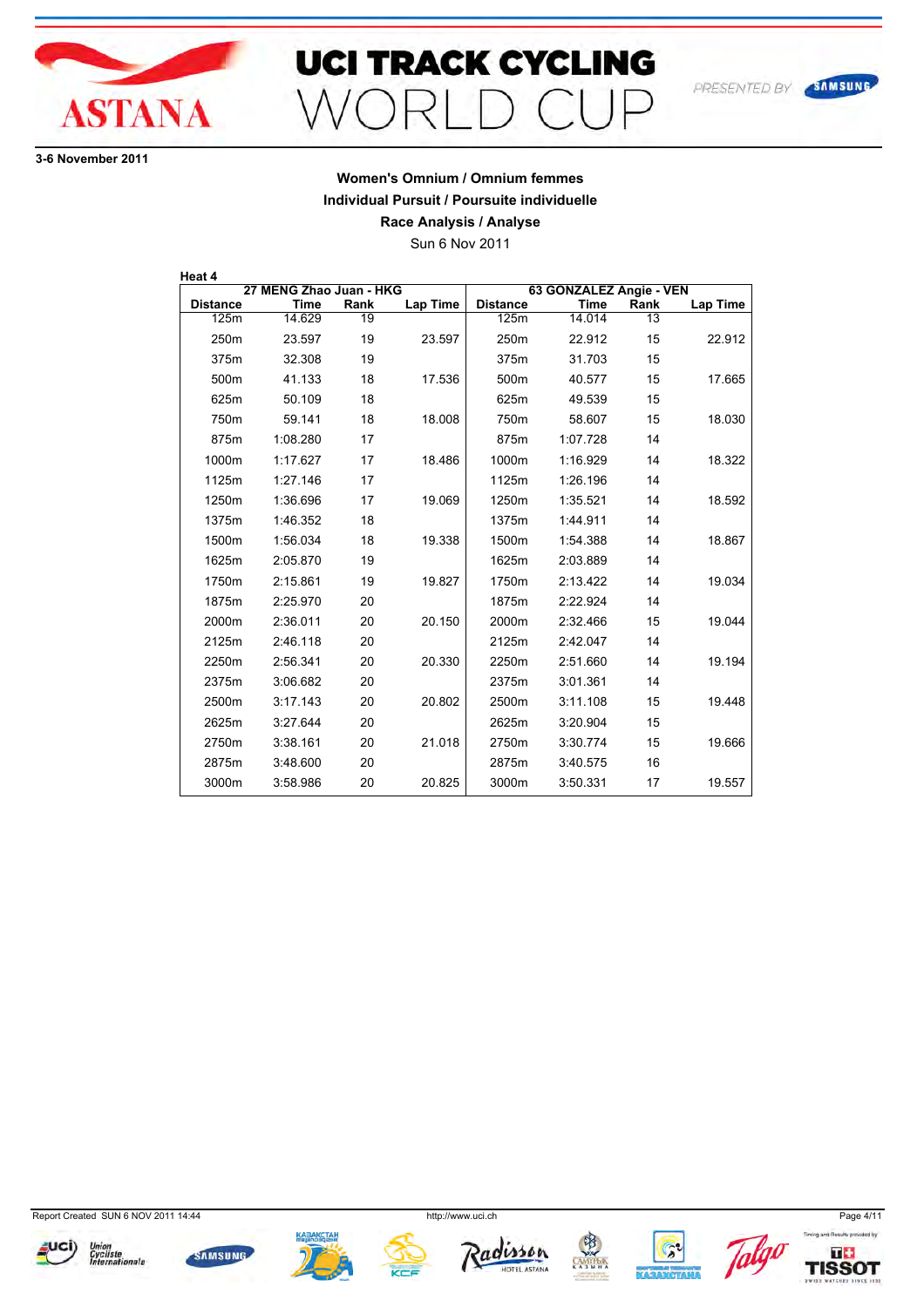3-6 November 2011

## Women's Omnium / Omnium femmes

### Individual Pursuit / Poursuite individuelle

### Race Analysis / Analyse

Sun 6 Nov 2011

**Heat 4**

| 27 MENG Zhao Juan - HKG | | | | 63 GONZALEZ Angie - VEN | | | |
|---|---|---|---|---|---|---|---|
| **Distance** | **Time** | **Rank** | **Lap Time** | **Distance** | **Time** | **Rank** | **Lap Time** |
| 125m | 14.629 | 19 | | 125m | 14.014 | 13 | |
| 250m | 23.597 | 19 | 23.597 | 250m | 22.912 | 15 | 22.912 |
| 375m | 32.308 | 19 | | 375m | 31.703 | 15 | |
| 500m | 41.133 | 18 | 17.536 | 500m | 40.577 | 15 | 17.665 |
| 625m | 50.109 | 18 | | 625m | 49.539 | 15 | |
| 750m | 59.141 | 18 | 18.008 | 750m | 58.607 | 15 | 18.030 |
| 875m | 1:08.280 | 17 | | 875m | 1:07.728 | 14 | |
| 1000m | 1:17.627 | 17 | 18.486 | 1000m | 1:16.929 | 14 | 18.322 |
| 1125m | 1:27.146 | 17 | | 1125m | 1:26.196 | 14 | |
| 1250m | 1:36.696 | 17 | 19.069 | 1250m | 1:35.521 | 14 | 18.592 |
| 1375m | 1:46.352 | 18 | | 1375m | 1:44.911 | 14 | |
| 1500m | 1:56.034 | 18 | 19.338 | 1500m | 1:54.388 | 14 | 18.867 |
| 1625m | 2:05.870 | 19 | | 1625m | 2:03.889 | 14 | |
| 1750m | 2:15.861 | 19 | 19.827 | 1750m | 2:13.422 | 14 | 19.034 |
| 1875m | 2:25.970 | 20 | | 1875m | 2:22.924 | 14 | |
| 2000m | 2:36.011 | 20 | 20.150 | 2000m | 2:32.466 | 15 | 19.044 |
| 2125m | 2:46.118 | 20 | | 2125m | 2:42.047 | 14 | |
| 2250m | 2:56.341 | 20 | 20.330 | 2250m | 2:51.660 | 14 | 19.194 |
| 2375m | 3:06.682 | 20 | | 2375m | 3:01.361 | 14 | |
| 2500m | 3:17.143 | 20 | 20.802 | 2500m | 3:11.108 | 15 | 19.448 |
| 2625m | 3:27.644 | 20 | | 2625m | 3:20.904 | 15 | |
| 2750m | 3:38.161 | 20 | 21.018 | 2750m | 3:30.774 | 15 | 19.666 |
| 2875m | 3:48.600 | 20 | | 2875m | 3:40.575 | 16 | |
| 3000m | 3:58.986 | 20 | 20.825 | 3000m | 3:50.331 | 17 | 19.557 |

Report Created SUN 6 NOV 2011 14:44

http://www.uci.ch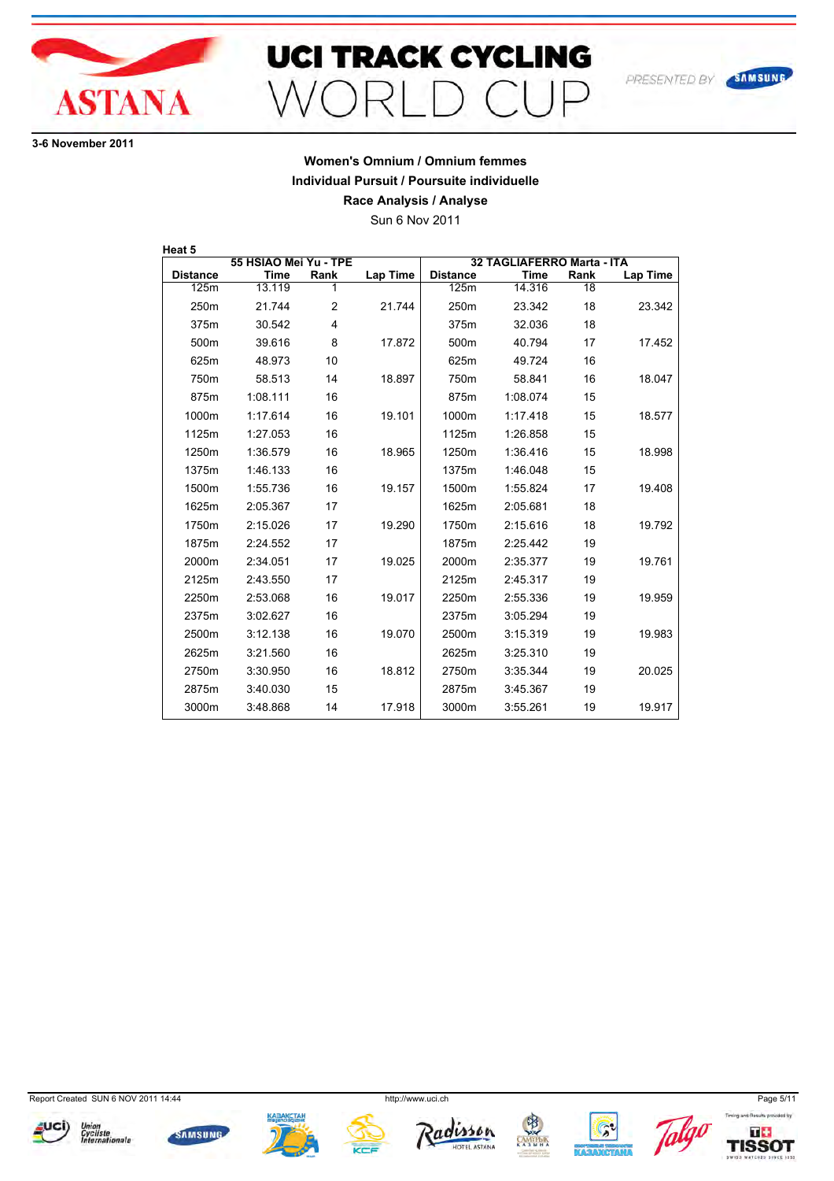# UCI TRACK CYCLING WORLD CUP

**3-6 November 2011**

**Women's Omnium / Omnium femmes**

**Individual Pursuit / Poursuite individuelle**

**Race Analysis / Analyse**

Sun 6 Nov 2011

**Heat 5**

| | 55 HSIAO Mei Yu - TPE | | | | 32 TAGLIAFERRO Marta - ITA | | |
|---|---|---|---|---|---|---|---|
| **Distance** | **Time** | **Rank** | **Lap Time** | **Distance** | **Time** | **Rank** | **Lap Time** |
| 125m | 13.119 | 1 | | 125m | 14.316 | 18 | |
| 250m | 21.744 | 2 | 21.744 | 250m | 23.342 | 18 | 23.342 |
| 375m | 30.542 | 4 | | 375m | 32.036 | 18 | |
| 500m | 39.616 | 8 | 17.872 | 500m | 40.794 | 17 | 17.452 |
| 625m | 48.973 | 10 | | 625m | 49.724 | 16 | |
| 750m | 58.513 | 14 | 18.897 | 750m | 58.841 | 16 | 18.047 |
| 875m | 1:08.111 | 16 | | 875m | 1:08.074 | 15 | |
| 1000m | 1:17.614 | 16 | 19.101 | 1000m | 1:17.418 | 15 | 18.577 |
| 1125m | 1:27.053 | 16 | | 1125m | 1:26.858 | 15 | |
| 1250m | 1:36.579 | 16 | 18.965 | 1250m | 1:36.416 | 15 | 18.998 |
| 1375m | 1:46.133 | 16 | | 1375m | 1:46.048 | 15 | |
| 1500m | 1:55.736 | 16 | 19.157 | 1500m | 1:55.824 | 17 | 19.408 |
| 1625m | 2:05.367 | 17 | | 1625m | 2:05.681 | 18 | |
| 1750m | 2:15.026 | 17 | 19.290 | 1750m | 2:15.616 | 18 | 19.792 |
| 1875m | 2:24.552 | 17 | | 1875m | 2:25.442 | 19 | |
| 2000m | 2:34.051 | 17 | 19.025 | 2000m | 2:35.377 | 19 | 19.761 |
| 2125m | 2:43.550 | 17 | | 2125m | 2:45.317 | 19 | |
| 2250m | 2:53.068 | 16 | 19.017 | 2250m | 2:55.336 | 19 | 19.959 |
| 2375m | 3:02.627 | 16 | | 2375m | 3:05.294 | 19 | |
| 2500m | 3:12.138 | 16 | 19.070 | 2500m | 3:15.319 | 19 | 19.983 |
| 2625m | 3:21.560 | 16 | | 2625m | 3:25.310 | 19 | |
| 2750m | 3:30.950 | 16 | 18.812 | 2750m | 3:35.344 | 19 | 20.025 |
| 2875m | 3:40.030 | 15 | | 2875m | 3:45.367 | 19 | |
| 3000m | 3:48.868 | 14 | 17.918 | 3000m | 3:55.261 | 19 | 19.917 |

Report Created SUN 6 NOV 2011 14:44

http://www.uci.ch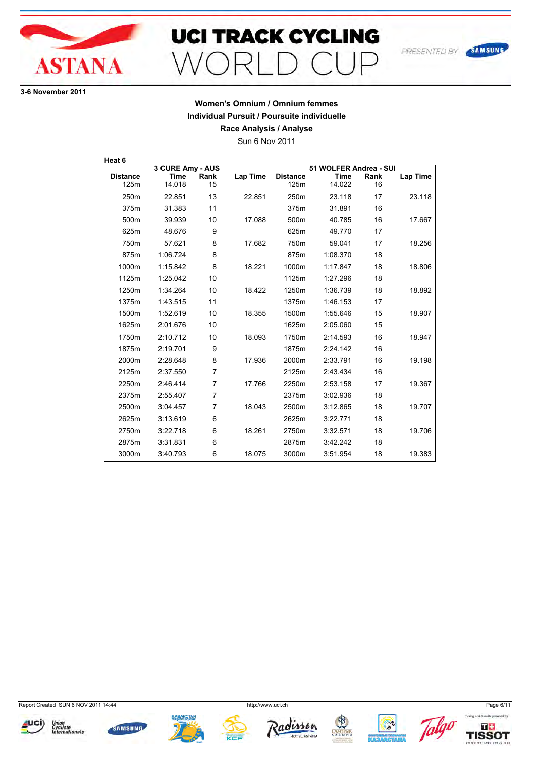3-6 November 2011

## Women's Omnium / Omnium femmes
## Individual Pursuit / Poursuite individuelle
## Race Analysis / Analyse

Sun 6 Nov 2011

**Heat 6**

| | 3 CURE Amy - AUS | | | | 51 WOLFER Andrea - SUI | | |
|---|---|---|---|---|---|---|---|
| **Distance** | **Time** | **Rank** | **Lap Time** | **Distance** | **Time** | **Rank** | **Lap Time** |
| 125m | 14.018 | 15 | | 125m | 14.022 | 16 | |
| 250m | 22.851 | 13 | 22.851 | 250m | 23.118 | 17 | 23.118 |
| 375m | 31.383 | 11 | | 375m | 31.891 | 16 | |
| 500m | 39.939 | 10 | 17.088 | 500m | 40.785 | 16 | 17.667 |
| 625m | 48.676 | 9 | | 625m | 49.770 | 17 | |
| 750m | 57.621 | 8 | 17.682 | 750m | 59.041 | 17 | 18.256 |
| 875m | 1:06.724 | 8 | | 875m | 1:08.370 | 18 | |
| 1000m | 1:15.842 | 8 | 18.221 | 1000m | 1:17.847 | 18 | 18.806 |
| 1125m | 1:25.042 | 10 | | 1125m | 1:27.296 | 18 | |
| 1250m | 1:34.264 | 10 | 18.422 | 1250m | 1:36.739 | 18 | 18.892 |
| 1375m | 1:43.515 | 11 | | 1375m | 1:46.153 | 17 | |
| 1500m | 1:52.619 | 10 | 18.355 | 1500m | 1:55.646 | 15 | 18.907 |
| 1625m | 2:01.676 | 10 | | 1625m | 2:05.060 | 15 | |
| 1750m | 2:10.712 | 10 | 18.093 | 1750m | 2:14.593 | 16 | 18.947 |
| 1875m | 2:19.701 | 9 | | 1875m | 2:24.142 | 16 | |
| 2000m | 2:28.648 | 8 | 17.936 | 2000m | 2:33.791 | 16 | 19.198 |
| 2125m | 2:37.550 | 7 | | 2125m | 2:43.434 | 16 | |
| 2250m | 2:46.414 | 7 | 17.766 | 2250m | 2:53.158 | 17 | 19.367 |
| 2375m | 2:55.407 | 7 | | 2375m | 3:02.936 | 18 | |
| 2500m | 3:04.457 | 7 | 18.043 | 2500m | 3:12.865 | 18 | 19.707 |
| 2625m | 3:13.619 | 6 | | 2625m | 3:22.771 | 18 | |
| 2750m | 3:22.718 | 6 | 18.261 | 2750m | 3:32.571 | 18 | 19.706 |
| 2875m | 3:31.831 | 6 | | 2875m | 3:42.242 | 18 | |
| 3000m | 3:40.793 | 6 | 18.075 | 3000m | 3:51.954 | 18 | 19.383 |

Report Created SUN 6 NOV 2011 14:44 — http://www.uci.ch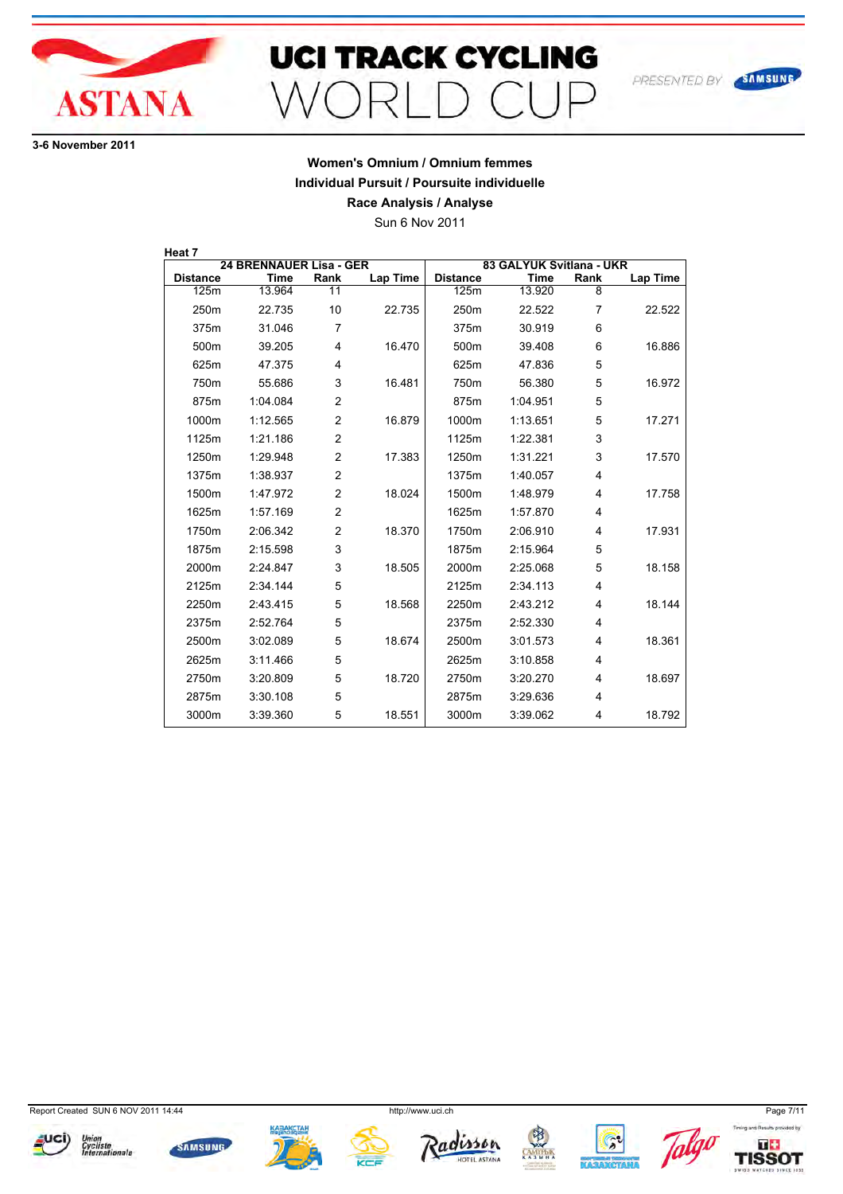3-6 November 2011

## Women's Omnium / Omnium femmes

### Individual Pursuit / Poursuite individuelle

### Race Analysis / Analyse

Sun 6 Nov 2011

**Heat 7**

| 24 BRENNAUER Lisa - GER | | | | 83 GALYUK Svitlana - UKR | | | |
|---|---|---|---|---|---|---|---|
| Distance | Time | Rank | Lap Time | Distance | Time | Rank | Lap Time |
| 125m | 13.964 | 11 | | 125m | 13.920 | 8 | |
| 250m | 22.735 | 10 | 22.735 | 250m | 22.522 | 7 | 22.522 |
| 375m | 31.046 | 7 | | 375m | 30.919 | 6 | |
| 500m | 39.205 | 4 | 16.470 | 500m | 39.408 | 6 | 16.886 |
| 625m | 47.375 | 4 | | 625m | 47.836 | 5 | |
| 750m | 55.686 | 3 | 16.481 | 750m | 56.380 | 5 | 16.972 |
| 875m | 1:04.084 | 2 | | 875m | 1:04.951 | 5 | |
| 1000m | 1:12.565 | 2 | 16.879 | 1000m | 1:13.651 | 5 | 17.271 |
| 1125m | 1:21.186 | 2 | | 1125m | 1:22.381 | 3 | |
| 1250m | 1:29.948 | 2 | 17.383 | 1250m | 1:31.221 | 3 | 17.570 |
| 1375m | 1:38.937 | 2 | | 1375m | 1:40.057 | 4 | |
| 1500m | 1:47.972 | 2 | 18.024 | 1500m | 1:48.979 | 4 | 17.758 |
| 1625m | 1:57.169 | 2 | | 1625m | 1:57.870 | 4 | |
| 1750m | 2:06.342 | 2 | 18.370 | 1750m | 2:06.910 | 4 | 17.931 |
| 1875m | 2:15.598 | 3 | | 1875m | 2:15.964 | 5 | |
| 2000m | 2:24.847 | 3 | 18.505 | 2000m | 2:25.068 | 5 | 18.158 |
| 2125m | 2:34.144 | 5 | | 2125m | 2:34.113 | 4 | |
| 2250m | 2:43.415 | 5 | 18.568 | 2250m | 2:43.212 | 4 | 18.144 |
| 2375m | 2:52.764 | 5 | | 2375m | 2:52.330 | 4 | |
| 2500m | 3:02.089 | 5 | 18.674 | 2500m | 3:01.573 | 4 | 18.361 |
| 2625m | 3:11.466 | 5 | | 2625m | 3:10.858 | 4 | |
| 2750m | 3:20.809 | 5 | 18.720 | 2750m | 3:20.270 | 4 | 18.697 |
| 2875m | 3:30.108 | 5 | | 2875m | 3:29.636 | 4 | |
| 3000m | 3:39.360 | 5 | 18.551 | 3000m | 3:39.062 | 4 | 18.792 |

Report Created SUN 6 NOV 2011 14:44

http://www.uci.ch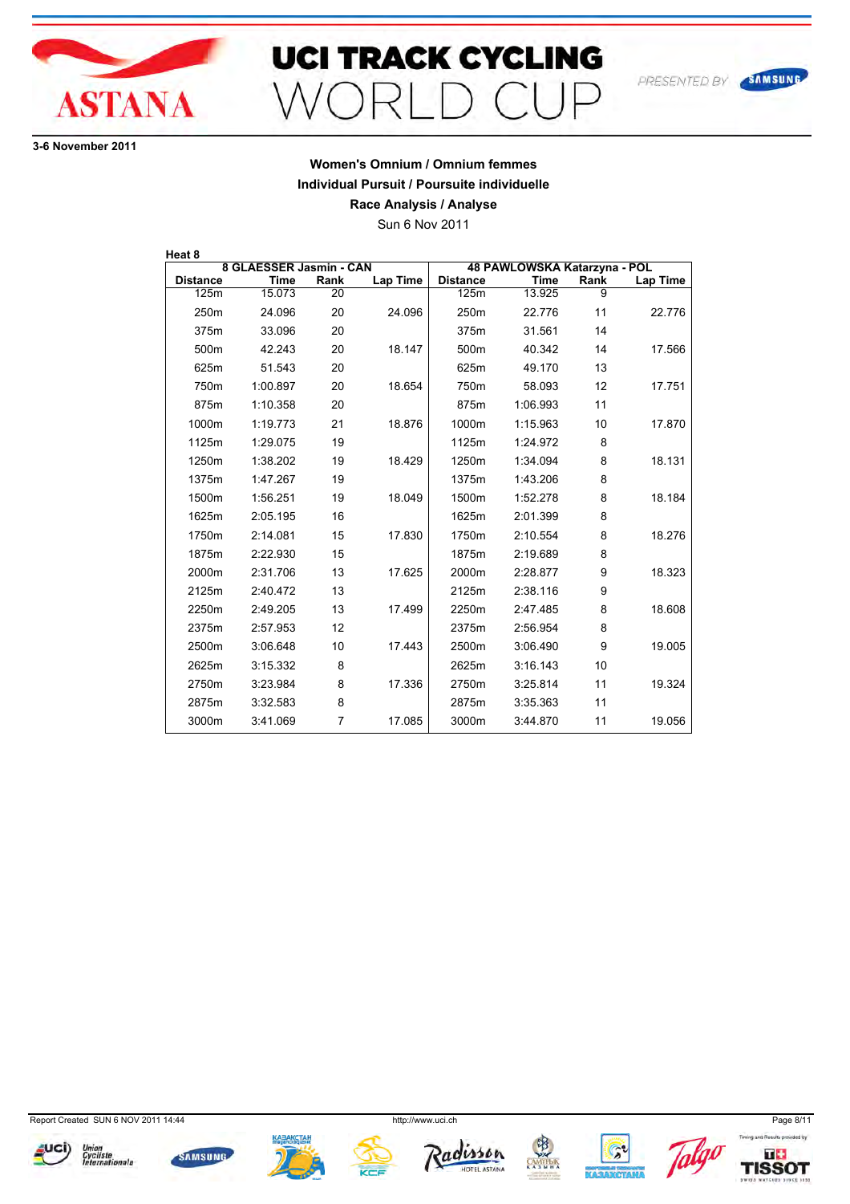3-6 November 2011

## Women's Omnium / Omnium femmes
## Individual Pursuit / Poursuite individuelle
## Race Analysis / Analyse

Sun 6 Nov 2011

**Heat 8**

| 8 GLAESSER Jasmin - CAN | | | | 48 PAWLOWSKA Katarzyna - POL | | | |
|---|---|---|---|---|---|---|---|
| **Distance** | **Time** | **Rank** | **Lap Time** | **Distance** | **Time** | **Rank** | **Lap Time** |
| 125m | 15.073 | 20 | | 125m | 13.925 | 9 | |
| 250m | 24.096 | 20 | 24.096 | 250m | 22.776 | 11 | 22.776 |
| 375m | 33.096 | 20 | | 375m | 31.561 | 14 | |
| 500m | 42.243 | 20 | 18.147 | 500m | 40.342 | 14 | 17.566 |
| 625m | 51.543 | 20 | | 625m | 49.170 | 13 | |
| 750m | 1:00.897 | 20 | 18.654 | 750m | 58.093 | 12 | 17.751 |
| 875m | 1:10.358 | 20 | | 875m | 1:06.993 | 11 | |
| 1000m | 1:19.773 | 21 | 18.876 | 1000m | 1:15.963 | 10 | 17.870 |
| 1125m | 1:29.075 | 19 | | 1125m | 1:24.972 | 8 | |
| 1250m | 1:38.202 | 19 | 18.429 | 1250m | 1:34.094 | 8 | 18.131 |
| 1375m | 1:47.267 | 19 | | 1375m | 1:43.206 | 8 | |
| 1500m | 1:56.251 | 19 | 18.049 | 1500m | 1:52.278 | 8 | 18.184 |
| 1625m | 2:05.195 | 16 | | 1625m | 2:01.399 | 8 | |
| 1750m | 2:14.081 | 15 | 17.830 | 1750m | 2:10.554 | 8 | 18.276 |
| 1875m | 2:22.930 | 15 | | 1875m | 2:19.689 | 8 | |
| 2000m | 2:31.706 | 13 | 17.625 | 2000m | 2:28.877 | 9 | 18.323 |
| 2125m | 2:40.472 | 13 | | 2125m | 2:38.116 | 9 | |
| 2250m | 2:49.205 | 13 | 17.499 | 2250m | 2:47.485 | 8 | 18.608 |
| 2375m | 2:57.953 | 12 | | 2375m | 2:56.954 | 8 | |
| 2500m | 3:06.648 | 10 | 17.443 | 2500m | 3:06.490 | 9 | 19.005 |
| 2625m | 3:15.332 | 8 | | 2625m | 3:16.143 | 10 | |
| 2750m | 3:23.984 | 8 | 17.336 | 2750m | 3:25.814 | 11 | 19.324 |
| 2875m | 3:32.583 | 8 | | 2875m | 3:35.363 | 11 | |
| 3000m | 3:41.069 | 7 | 17.085 | 3000m | 3:44.870 | 11 | 19.056 |

Report Created SUN 6 NOV 2011 14:44 — http://www.uci.ch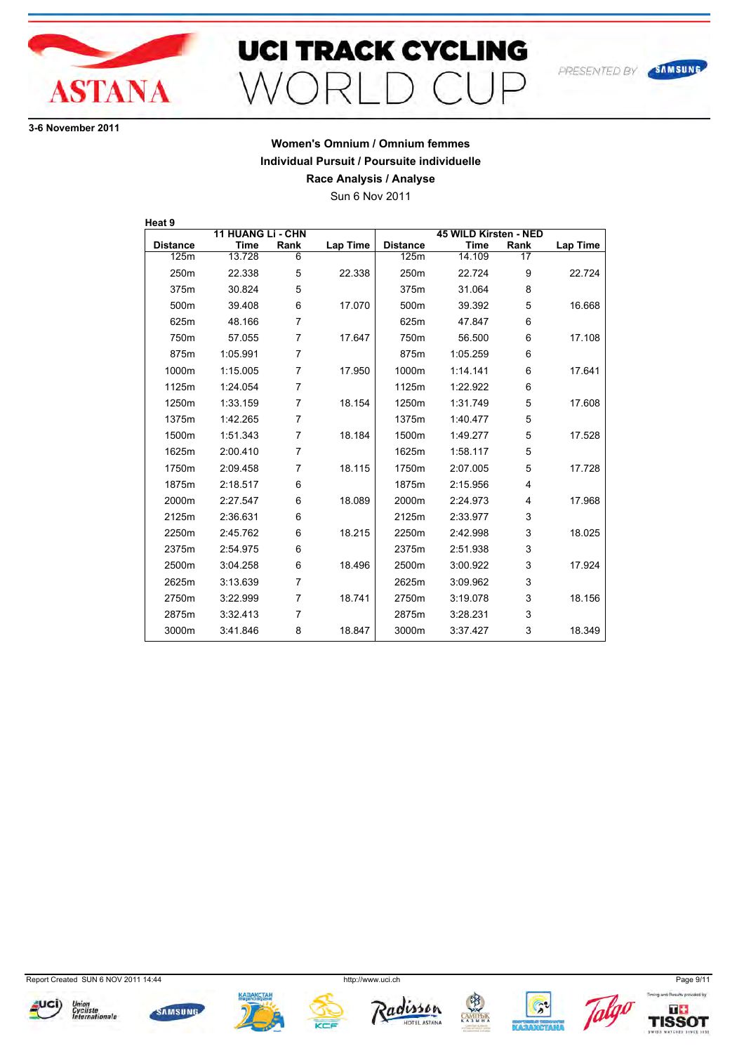# UCI TRACK CYCLING WORLD CUP

ASTANA

PRESENTED BY SAMSUNG

3-6 November 2011

## Women's Omnium / Omnium femmes
## Individual Pursuit / Poursuite individuelle
## Race Analysis / Analyse

Sun 6 Nov 2011

**Heat 9**

| | 11 HUANG Li - CHN | | | | 45 WILD Kirsten - NED | | |
|---|---|---|---|---|---|---|---|
| **Distance** | **Time** | **Rank** | **Lap Time** | **Distance** | **Time** | **Rank** | **Lap Time** |
| 125m | 13.728 | 6 | | 125m | 14.109 | 17 | |
| 250m | 22.338 | 5 | 22.338 | 250m | 22.724 | 9 | 22.724 |
| 375m | 30.824 | 5 | | 375m | 31.064 | 8 | |
| 500m | 39.408 | 6 | 17.070 | 500m | 39.392 | 5 | 16.668 |
| 625m | 48.166 | 7 | | 625m | 47.847 | 6 | |
| 750m | 57.055 | 7 | 17.647 | 750m | 56.500 | 6 | 17.108 |
| 875m | 1:05.991 | 7 | | 875m | 1:05.259 | 6 | |
| 1000m | 1:15.005 | 7 | 17.950 | 1000m | 1:14.141 | 6 | 17.641 |
| 1125m | 1:24.054 | 7 | | 1125m | 1:22.922 | 6 | |
| 1250m | 1:33.159 | 7 | 18.154 | 1250m | 1:31.749 | 5 | 17.608 |
| 1375m | 1:42.265 | 7 | | 1375m | 1:40.477 | 5 | |
| 1500m | 1:51.343 | 7 | 18.184 | 1500m | 1:49.277 | 5 | 17.528 |
| 1625m | 2:00.410 | 7 | | 1625m | 1:58.117 | 5 | |
| 1750m | 2:09.458 | 7 | 18.115 | 1750m | 2:07.005 | 5 | 17.728 |
| 1875m | 2:18.517 | 6 | | 1875m | 2:15.956 | 4 | |
| 2000m | 2:27.547 | 6 | 18.089 | 2000m | 2:24.973 | 4 | 17.968 |
| 2125m | 2:36.631 | 6 | | 2125m | 2:33.977 | 3 | |
| 2250m | 2:45.762 | 6 | 18.215 | 2250m | 2:42.998 | 3 | 18.025 |
| 2375m | 2:54.975 | 6 | | 2375m | 2:51.938 | 3 | |
| 2500m | 3:04.258 | 6 | 18.496 | 2500m | 3:00.922 | 3 | 17.924 |
| 2625m | 3:13.639 | 7 | | 2625m | 3:09.962 | 3 | |
| 2750m | 3:22.999 | 7 | 18.741 | 2750m | 3:19.078 | 3 | 18.156 |
| 2875m | 3:32.413 | 7 | | 2875m | 3:28.231 | 3 | |
| 3000m | 3:41.846 | 8 | 18.847 | 3000m | 3:37.427 | 3 | 18.349 |

Report Created SUN 6 NOV 2011 14:44 http://www.uci.ch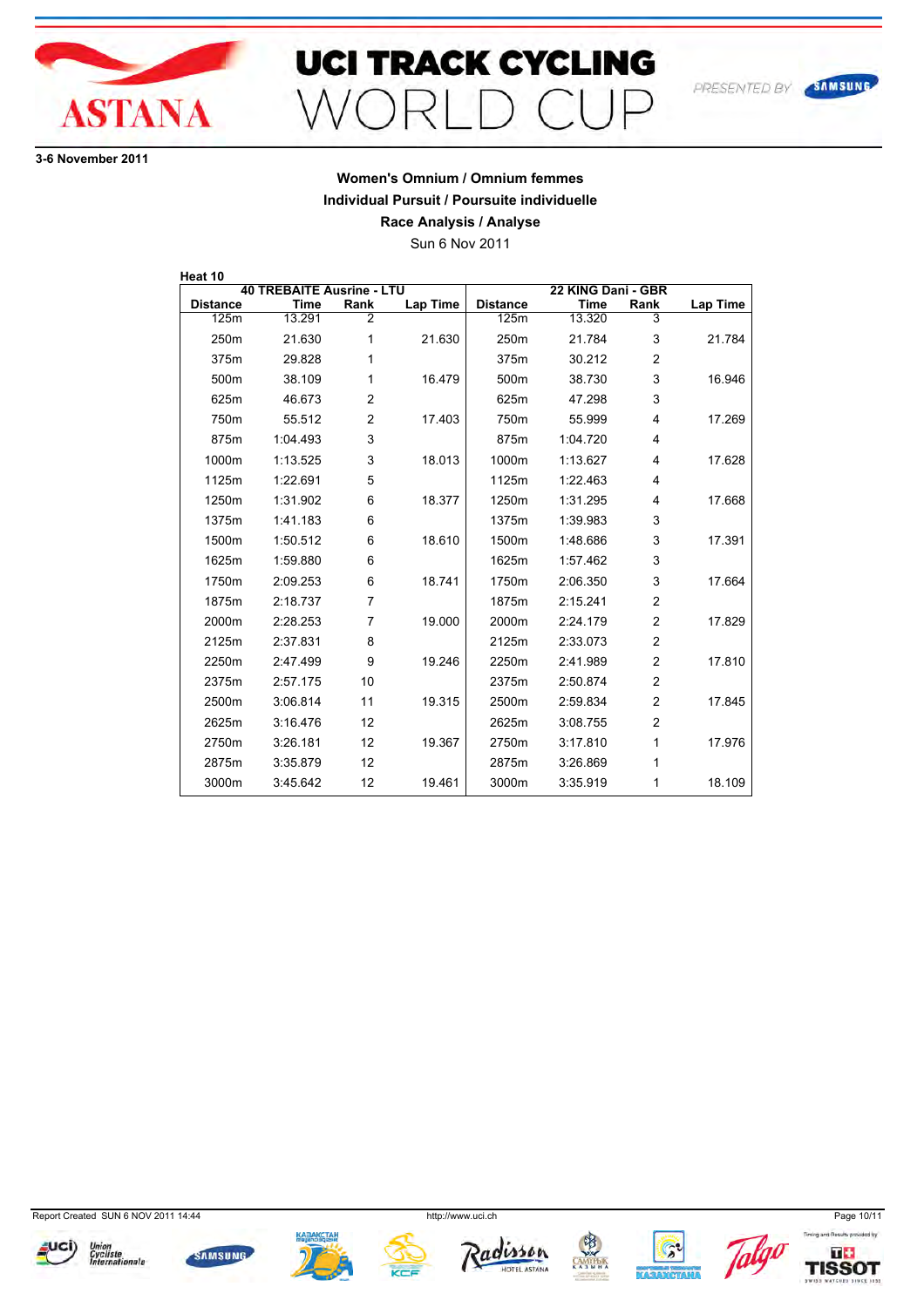3-6 November 2011

## Women's Omnium / Omnium femmes
## Individual Pursuit / Poursuite individuelle
## Race Analysis / Analyse

Sun 6 Nov 2011

**Heat 10**

| 40 TREBAITE Ausrine - LTU | | | | 22 KING Dani - GBR | | | |
|---|---|---|---|---|---|---|---|
| Distance | Time | Rank | Lap Time | Distance | Time | Rank | Lap Time |
| 125m | 13.291 | 2 | | 125m | 13.320 | 3 | |
| 250m | 21.630 | 1 | 21.630 | 250m | 21.784 | 3 | 21.784 |
| 375m | 29.828 | 1 | | 375m | 30.212 | 2 | |
| 500m | 38.109 | 1 | 16.479 | 500m | 38.730 | 3 | 16.946 |
| 625m | 46.673 | 2 | | 625m | 47.298 | 3 | |
| 750m | 55.512 | 2 | 17.403 | 750m | 55.999 | 4 | 17.269 |
| 875m | 1:04.493 | 3 | | 875m | 1:04.720 | 4 | |
| 1000m | 1:13.525 | 3 | 18.013 | 1000m | 1:13.627 | 4 | 17.628 |
| 1125m | 1:22.691 | 5 | | 1125m | 1:22.463 | 4 | |
| 1250m | 1:31.902 | 6 | 18.377 | 1250m | 1:31.295 | 4 | 17.668 |
| 1375m | 1:41.183 | 6 | | 1375m | 1:39.983 | 3 | |
| 1500m | 1:50.512 | 6 | 18.610 | 1500m | 1:48.686 | 3 | 17.391 |
| 1625m | 1:59.880 | 6 | | 1625m | 1:57.462 | 3 | |
| 1750m | 2:09.253 | 6 | 18.741 | 1750m | 2:06.350 | 3 | 17.664 |
| 1875m | 2:18.737 | 7 | | 1875m | 2:15.241 | 2 | |
| 2000m | 2:28.253 | 7 | 19.000 | 2000m | 2:24.179 | 2 | 17.829 |
| 2125m | 2:37.831 | 8 | | 2125m | 2:33.073 | 2 | |
| 2250m | 2:47.499 | 9 | 19.246 | 2250m | 2:41.989 | 2 | 17.810 |
| 2375m | 2:57.175 | 10 | | 2375m | 2:50.874 | 2 | |
| 2500m | 3:06.814 | 11 | 19.315 | 2500m | 2:59.834 | 2 | 17.845 |
| 2625m | 3:16.476 | 12 | | 2625m | 3:08.755 | 2 | |
| 2750m | 3:26.181 | 12 | 19.367 | 2750m | 3:17.810 | 1 | 17.976 |
| 2875m | 3:35.879 | 12 | | 2875m | 3:26.869 | 1 | |
| 3000m | 3:45.642 | 12 | 19.461 | 3000m | 3:35.919 | 1 | 18.109 |

Report Created SUN 6 NOV 2011 14:44 http://www.uci.ch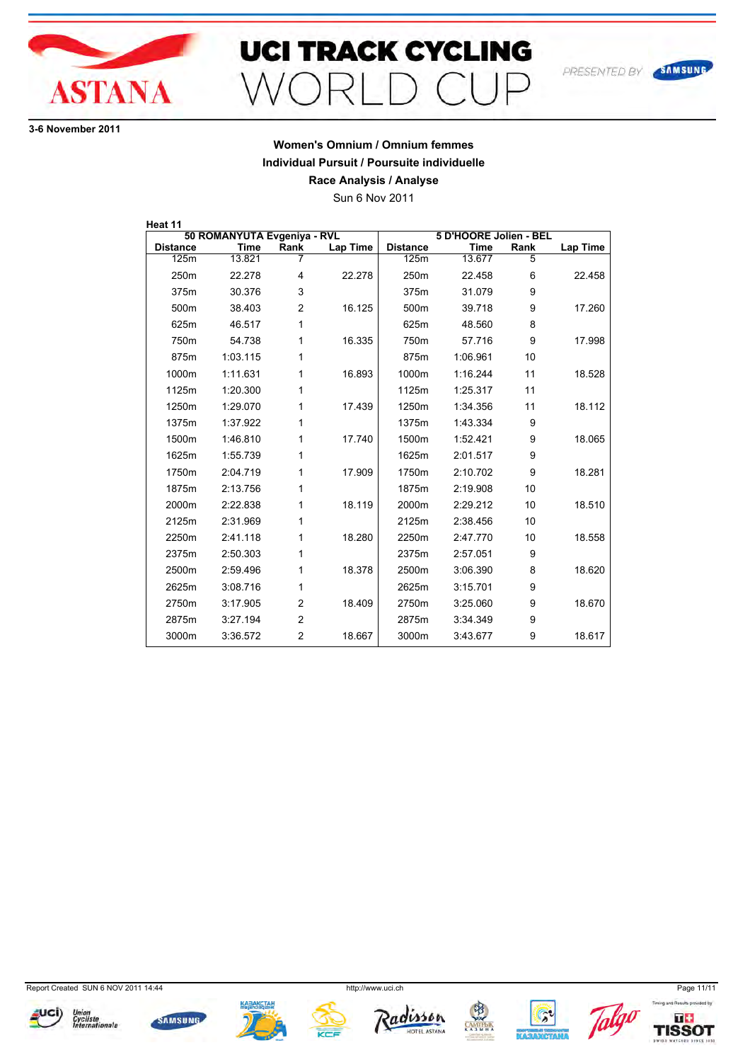# UCI TRACK CYCLING WORLD CUP

ASTANA

PRESENTED BY SAMSUNG

3-6 November 2011

## Women's Omnium / Omnium femmes

### Individual Pursuit / Poursuite individuelle

### Race Analysis / Analyse

Sun 6 Nov 2011

**Heat 11**

| 50 ROMANYUTA Evgeniya - RVL | | | | 5 D'HOORE Jolien - BEL | | | |
|---|---|---|---|---|---|---|---|
| Distance | Time | Rank | Lap Time | Distance | Time | Rank | Lap Time |
| 125m | 13.821 | 7 | | 125m | 13.677 | 5 | |
| 250m | 22.278 | 4 | 22.278 | 250m | 22.458 | 6 | 22.458 |
| 375m | 30.376 | 3 | | 375m | 31.079 | 9 | |
| 500m | 38.403 | 2 | 16.125 | 500m | 39.718 | 9 | 17.260 |
| 625m | 46.517 | 1 | | 625m | 48.560 | 8 | |
| 750m | 54.738 | 1 | 16.335 | 750m | 57.716 | 9 | 17.998 |
| 875m | 1:03.115 | 1 | | 875m | 1:06.961 | 10 | |
| 1000m | 1:11.631 | 1 | 16.893 | 1000m | 1:16.244 | 11 | 18.528 |
| 1125m | 1:20.300 | 1 | | 1125m | 1:25.317 | 11 | |
| 1250m | 1:29.070 | 1 | 17.439 | 1250m | 1:34.356 | 11 | 18.112 |
| 1375m | 1:37.922 | 1 | | 1375m | 1:43.334 | 9 | |
| 1500m | 1:46.810 | 1 | 17.740 | 1500m | 1:52.421 | 9 | 18.065 |
| 1625m | 1:55.739 | 1 | | 1625m | 2:01.517 | 9 | |
| 1750m | 2:04.719 | 1 | 17.909 | 1750m | 2:10.702 | 9 | 18.281 |
| 1875m | 2:13.756 | 1 | | 1875m | 2:19.908 | 10 | |
| 2000m | 2:22.838 | 1 | 18.119 | 2000m | 2:29.212 | 10 | 18.510 |
| 2125m | 2:31.969 | 1 | | 2125m | 2:38.456 | 10 | |
| 2250m | 2:41.118 | 1 | 18.280 | 2250m | 2:47.770 | 10 | 18.558 |
| 2375m | 2:50.303 | 1 | | 2375m | 2:57.051 | 9 | |
| 2500m | 2:59.496 | 1 | 18.378 | 2500m | 3:06.390 | 8 | 18.620 |
| 2625m | 3:08.716 | 1 | | 2625m | 3:15.701 | 9 | |
| 2750m | 3:17.905 | 2 | 18.409 | 2750m | 3:25.060 | 9 | 18.670 |
| 2875m | 3:27.194 | 2 | | 2875m | 3:34.349 | 9 | |
| 3000m | 3:36.572 | 2 | 18.667 | 3000m | 3:43.677 | 9 | 18.617 |

Report Created SUN 6 NOV 2011 14:44

http://www.uci.ch